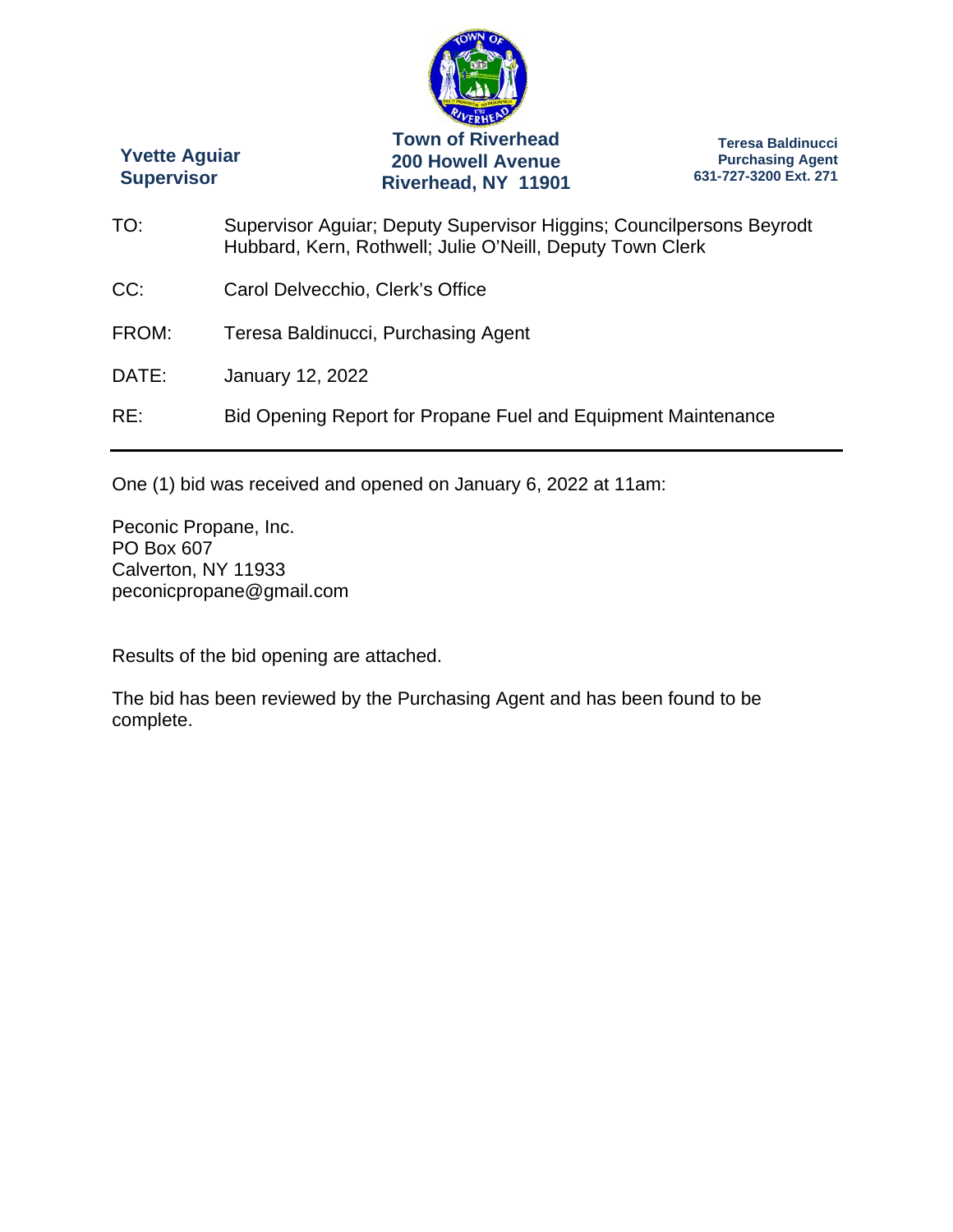**Yvette Aguiar**
**Supervisor**

**Town of Riverhead**
**200 Howell Avenue**
**Riverhead, NY 11901**

**Teresa Baldinucci**
**Purchasing Agent**
**631-727-3200 Ext. 271**

TO: Supervisor Aguiar; Deputy Supervisor Higgins; Councilpersons Beyrodt Hubbard, Kern, Rothwell; Julie O'Neill, Deputy Town Clerk

CC: Carol Delvecchio, Clerk's Office

FROM: Teresa Baldinucci, Purchasing Agent

DATE: January 12, 2022

RE: Bid Opening Report for Propane Fuel and Equipment Maintenance

---

One (1) bid was received and opened on January 6, 2022 at 11am:

Peconic Propane, Inc.
PO Box 607
Calverton, NY 11933
peconicpropane@gmail.com

Results of the bid opening are attached.

The bid has been reviewed by the Purchasing Agent and has been found to be complete.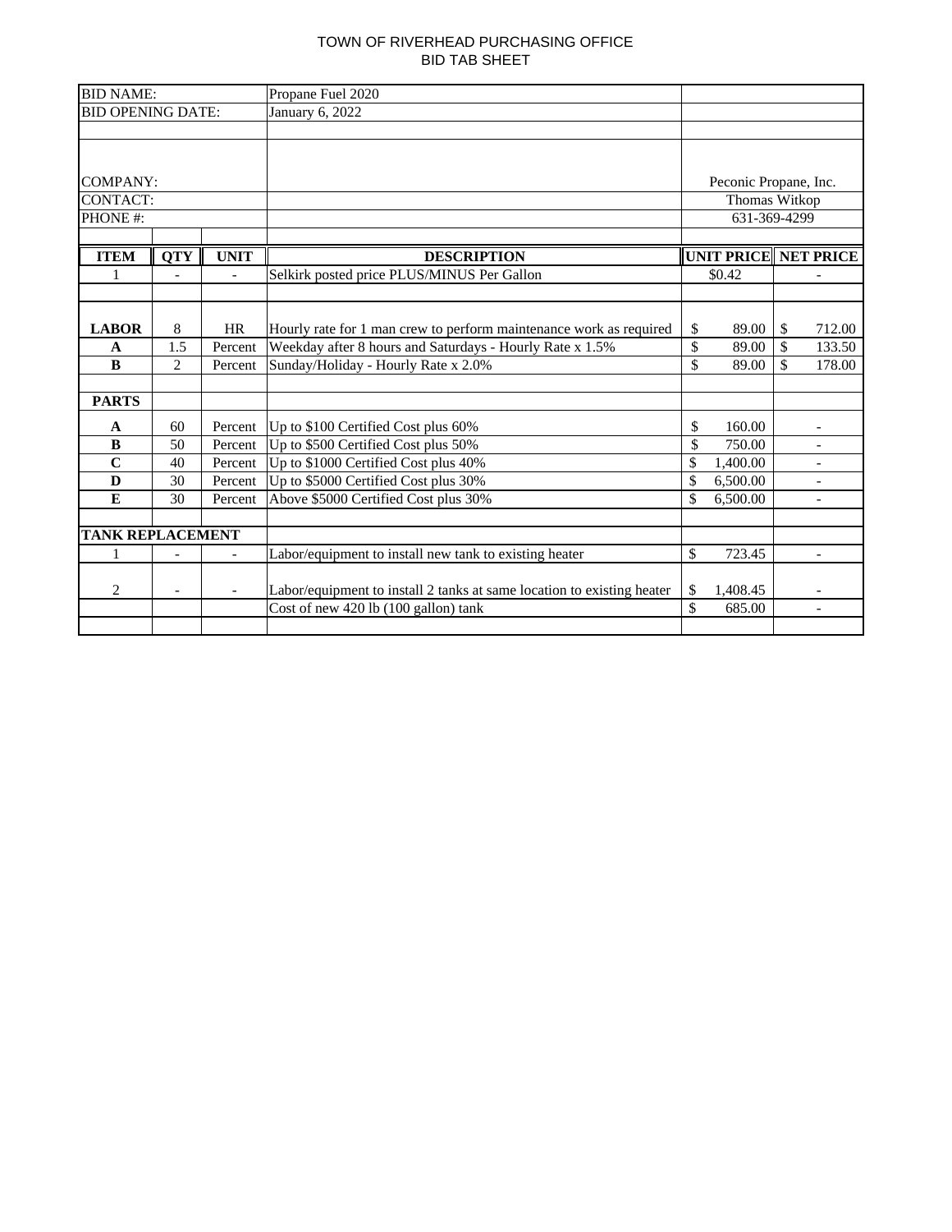TOWN OF RIVERHEAD PURCHASING OFFICE
BID TAB SHEET

| | | | | | |
|---|---|---|---|---|---|
| BID NAME: | | | Propane Fuel 2020 | | |
| BID OPENING DATE: | | | January 6, 2022 | | |
| COMPANY: | | | | Peconic Propane, Inc. | |
| CONTACT: | | | | Thomas Witkop | |
| PHONE #: | | | | 631-369-4299 | |
| **ITEM** | **QTY** | **UNIT** | **DESCRIPTION** | **UNIT PRICE** | **NET PRICE** |
| 1 | - | - | Selkirk posted price PLUS/MINUS Per Gallon | $0.42 | - |
| **LABOR** | 8 | HR | Hourly rate for 1 man crew to perform maintenance work as required | $ 89.00 | $ 712.00 |
| **A** | 1.5 | Percent | Weekday after 8 hours and Saturdays - Hourly Rate x 1.5% | $ 89.00 | $ 133.50 |
| **B** | 2 | Percent | Sunday/Holiday - Hourly Rate x 2.0% | $ 89.00 | $ 178.00 |
| **PARTS** | | | | | |
| **A** | 60 | Percent | Up to $100 Certified Cost plus 60% | $ 160.00 | - |
| **B** | 50 | Percent | Up to $500 Certified Cost plus 50% | $ 750.00 | - |
| **C** | 40 | Percent | Up to $1000 Certified Cost plus 40% | $ 1,400.00 | - |
| **D** | 30 | Percent | Up to $5000 Certified Cost plus 30% | $ 6,500.00 | - |
| **E** | 30 | Percent | Above $5000 Certified Cost plus 30% | $ 6,500.00 | - |
| **TANK REPLACEMENT** | | | | | |
| 1 | - | - | Labor/equipment to install new tank to existing heater | $ 723.45 | - |
| 2 | - | - | Labor/equipment to install 2 tanks at same location to existing heater | $ 1,408.45 | - |
| | | | Cost of new 420 lb (100 gallon) tank | $ 685.00 | - |